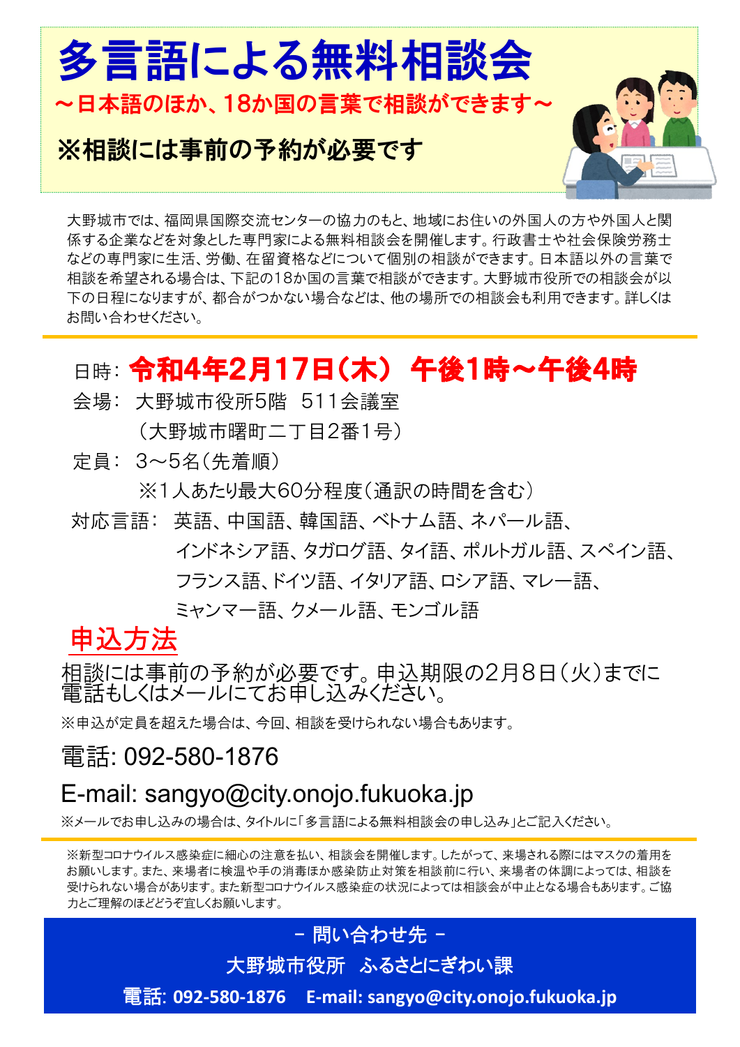# 多言語による無料相談会

**～日本語のほか、18か国の言葉で相談ができます～**

**※相談には事前の予約が必要です**

大野城市では、福岡県国際交流センターの協力のもと、地域にお住いの外国人の方や外国人と関係する企業などを対象とした専門家による無料相談会を開催します。行政書士や社会保険労務士などの専門家に生活、労働、在留資格などについて個別の相談ができます。日本語以外の言葉で相談を希望される場合は、下記の18か国の言葉で相談ができます。大野城市役所での相談会が以下の日程になりますが、都合がつかない場合などは、他の場所での相談会も利用できます。詳しくはお問い合わせください。

日時： **令和4年2月17日（木） 午後1時～午後4時**

会場： 大野城市役所5階　511会議室
（大野城市曙町二丁目2番1号）

定員： 3～5名（先着順）
※1人あたり最大60分程度（通訳の時間を含む）

対応言語： 英語、中国語、韓国語、ベトナム語、ネパール語、インドネシア語、タガログ語、タイ語、ポルトガル語、スペイン語、フランス語、ドイツ語、イタリア語、ロシア語、マレー語、ミャンマー語、クメール語、モンゴル語

## 申込方法

相談には事前の予約が必要です。申込期限の2月8日（火）までに電話もしくはメールにてお申し込みください。

※申込が定員を超えた場合は、今回、相談を受けられない場合もあります。

電話: 092-580-1876

E-mail: sangyo@city.onojo.fukuoka.jp

※メールでお申し込みの場合は、タイトルに「多言語による無料相談会の申し込み」とご記入ください。

※新型コロナウイルス感染症に細心の注意を払い、相談会を開催します。したがって、来場される際にはマスクの着用をお願いします。また、来場者に検温や手の消毒ほか感染防止対策を相談前に行い、来場者の体調によっては、相談を受けられない場合があります。また新型コロナウイルス感染症の状況によっては相談会が中止となる場合もあります。ご協力とご理解のほどどうぞ宜しくお願いします。

－ 問い合わせ先 －

大野城市役所　ふるさとにぎわい課

**電話: 092-580-1876　E-mail: sangyo@city.onojo.fukuoka.jp**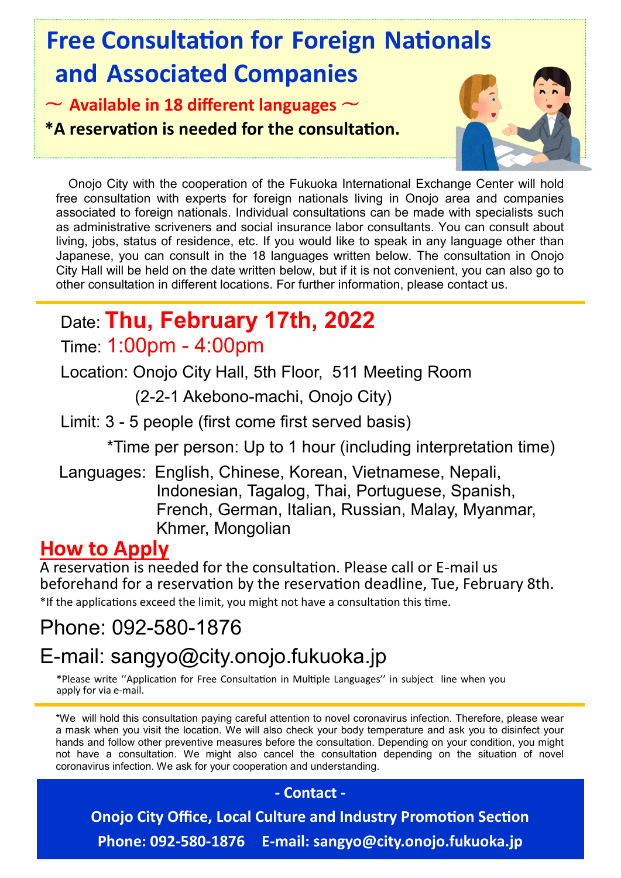# Free Consultation for Foreign Nationals and Associated Companies

**～ Available in 18 different languages ～**

**\*A reservation is needed for the consultation.**

Onojo City with the cooperation of the Fukuoka International Exchange Center will hold free consultation with experts for foreign nationals living in Onojo area and companies associated to foreign nationals. Individual consultations can be made with specialists such as administrative scriveners and social insurance labor consultants. You can consult about living, jobs, status of residence, etc. If you would like to speak in any language other than Japanese, you can consult in the 18 languages written below. The consultation in Onojo City Hall will be held on the date written below, but if it is not convenient, you can also go to other consultation in different locations. For further information, please contact us.

Date: **Thu, February 17th, 2022**

Time: 1:00pm - 4:00pm

Location: Onojo City Hall, 5th Floor, 511 Meeting Room
(2-2-1 Akebono-machi, Onojo City)

Limit: 3 - 5 people (first come first served basis)
\*Time per person: Up to 1 hour (including interpretation time)

Languages: English, Chinese, Korean, Vietnamese, Nepali, Indonesian, Tagalog, Thai, Portuguese, Spanish, French, German, Italian, Russian, Malay, Myanmar, Khmer, Mongolian

## How to Apply

A reservation is needed for the consultation. Please call or E-mail us beforehand for a reservation by the reservation deadline, Tue, February 8th.

\*If the applications exceed the limit, you might not have a consultation this time.

Phone: 092-580-1876

E-mail: sangyo@city.onojo.fukuoka.jp

\*Please write ''Application for Free Consultation in Multiple Languages'' in subject line when you apply for via e-mail.

\*We will hold this consultation paying careful attention to novel coronavirus infection. Therefore, please wear a mask when you visit the location. We will also check your body temperature and ask you to disinfect your hands and follow other preventive measures before the consultation. Depending on your condition, you might not have a consultation. We might also cancel the consultation depending on the situation of novel coronavirus infection. We ask for your cooperation and understanding.

**- Contact -**

**Onojo City Office, Local Culture and Industry Promotion Section**

**Phone: 092-580-1876 E-mail: sangyo@city.onojo.fukuoka.jp**